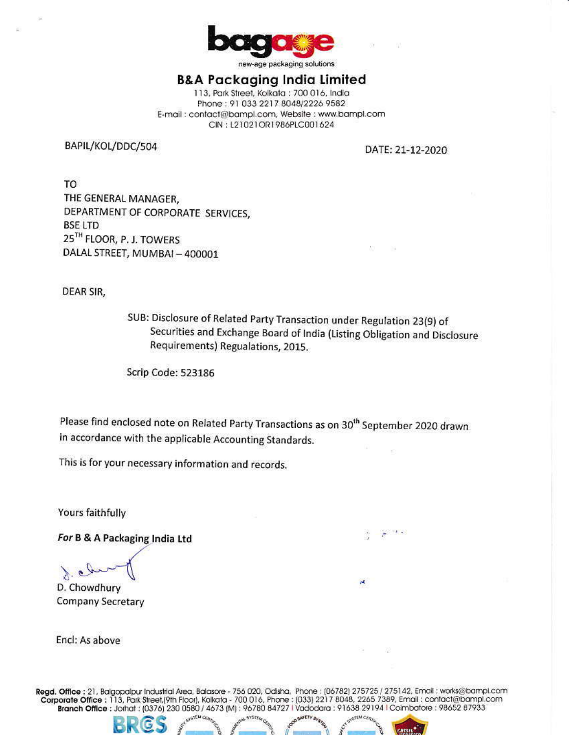bagage

new-age packaging solutions

# B&A Packaging India Limited

113, Park Street, Kolkata : 700 016, India
Phone : 91 033 2217 8048/2226 9582
E-mail : contact@bampl.com, Website : www.bampl.com
CIN : L21021OR1986PLC001624

BAPIL/KOL/DDC/504

DATE: 21-12-2020

TO
THE GENERAL MANAGER,
DEPARTMENT OF CORPORATE SERVICES,
BSE LTD
25TH FLOOR, P. J. TOWERS
DALAL STREET, MUMBAI – 400001

DEAR SIR,

SUB: Disclosure of Related Party Transaction under Regulation 23(9) of Securities and Exchange Board of India (Listing Obligation and Disclosure Requirements) Regualations, 2015.

Scrip Code: 523186

Please find enclosed note on Related Party Transactions as on 30th September 2020 drawn in accordance with the applicable Accounting Standards.

This is for your necessary information and records.

Yours faithfully

***For* B & A Packaging India Ltd**

D. Chowdhury
Company Secretary

Encl: As above

**Regd. Office** : 21, Balgopalpur Industrial Area, Balasore - 756 020, Odisha, Phone : (06782) 275725 / 275142, Email : works@bampl.com
**Corporate Office** : 113, Park Street,(9th Floor), Kolkata - 700 016, Phone : (033) 2217 8048, 2265 7389, Email : contact@bampl.com
**Branch Office** : Jorhat : (0376) 230 0580 / 4673 (M) : 96780 84727 | Vadodara : 91638 29194 | Coimbatore : 98652 87933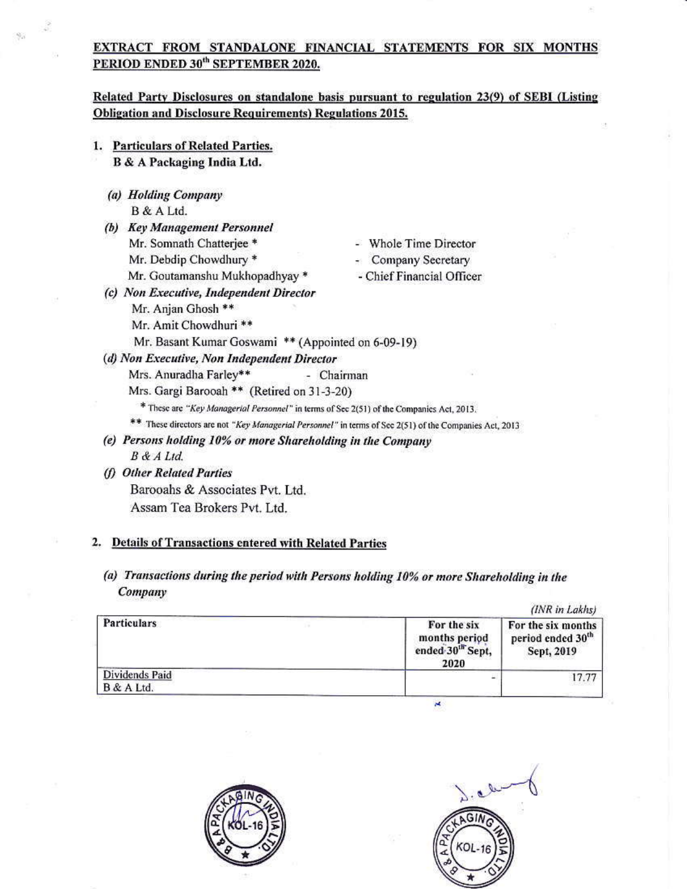## EXTRACT FROM STANDALONE FINANCIAL STATEMENTS FOR SIX MONTHS PERIOD ENDED 30th SEPTEMBER 2020.

**Related Party Disclosures on standalone basis pursuant to regulation 23(9) of SEBI (Listing Obligation and Disclosure Requirements) Regulations 2015.**

### 1. Particulars of Related Parties.

**B & A Packaging India Ltd.**

**(a) *Holding Company***

B & A Ltd.

**(b) *Key Management Personnel***

Mr. Somnath Chatterjee * - Whole Time Director

Mr. Debdip Chowdhury * - Company Secretary

Mr. Goutamanshu Mukhopadhyay * - Chief Financial Officer

**(c) *Non Executive, Independent Director***

Mr. Anjan Ghosh **

Mr. Amit Chowdhuri **

Mr. Basant Kumar Goswami ** (Appointed on 6-09-19)

**(d) *Non Executive, Non Independent Director***

Mrs. Anuradha Farley** - Chairman

Mrs. Gargi Barooah ** (Retired on 31-3-20)

\* These are *"Key Managerial Personnel"* in terms of Sec 2(51) of the Companies Act, 2013.

\** These directors are not *"Key Managerial Personnel"* in terms of Sec 2(51) of the Companies Act, 2013

**(e) *Persons holding 10% or more Shareholding in the Company***

*B & A Ltd.*

**(f) *Other Related Parties***

Barooahs & Associates Pvt. Ltd.

Assam Tea Brokers Pvt. Ltd.

### 2. Details of Transactions entered with Related Parties

**(a) *Transactions during the period with Persons holding 10% or more Shareholding in the Company***

*(INR in Lakhs)*

| Particulars | For the six months period ended 30th Sept, 2020 | For the six months period ended 30th Sept, 2019 |
|---|---|---|
| Dividends Paid<br>B & A Ltd. | - | 17.77 |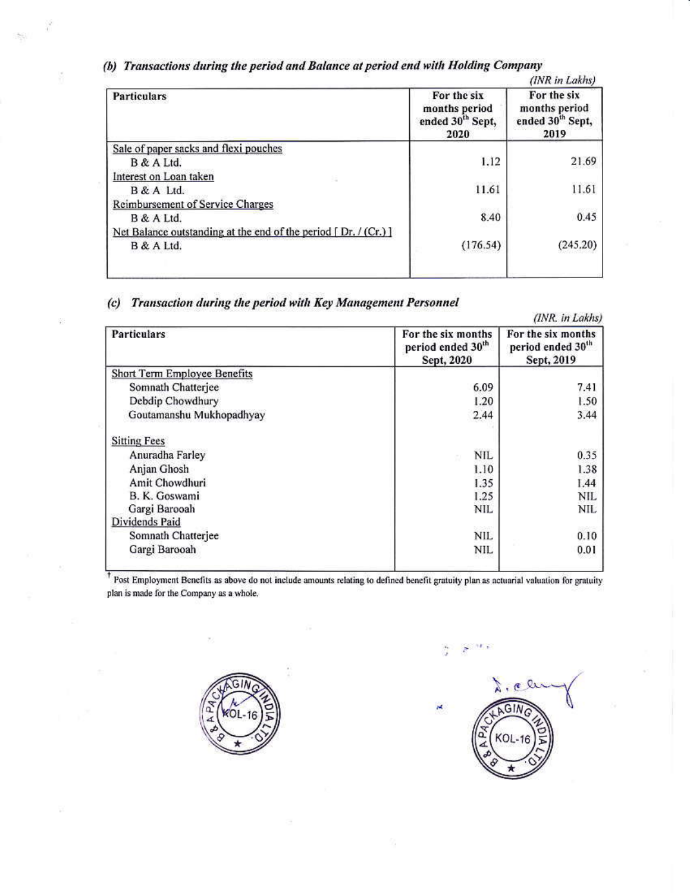### *(b) Transactions during the period and Balance at period end with Holding Company*

*(INR in Lakhs)*

| Particulars | For the six months period ended 30th Sept, 2020 | For the six months period ended 30th Sept, 2019 |
|---|---|---|
| Sale of paper sacks and flexi pouches | | |
| B & A Ltd. | 1.12 | 21.69 |
| Interest on Loan taken | | |
| B & A Ltd. | 11.61 | 11.61 |
| Reimbursement of Service Charges | | |
| B & A Ltd. | 8.40 | 0.45 |
| Net Balance outstanding at the end of the period [ Dr. / (Cr.) ] | | |
| B & A Ltd. | (176.54) | (245.20) |

### *(c) Transaction during the period with Key Management Personnel*

*(INR. in Lakhs)*

| Particulars | For the six months period ended 30th Sept, 2020 | For the six months period ended 30th Sept, 2019 |
|---|---|---|
| Short Term Employee Benefits | | |
| Somnath Chatterjee | 6.09 | 7.41 |
| Debdip Chowdhury | 1.20 | 1.50 |
| Goutamanshu Mukhopadhyay | 2.44 | 3.44 |
| Sitting Fees | | |
| Anuradha Farley | NIL | 0.35 |
| Anjan Ghosh | 1.10 | 1.38 |
| Amit Chowdhuri | 1.35 | 1.44 |
| B. K. Goswami | 1.25 | NIL |
| Gargi Barooah | NIL | NIL |
| Dividends Paid | | |
| Somnath Chatterjee | NIL | 0.10 |
| Gargi Barooah | NIL | 0.01 |

† Post Employment Benefits as above do not include amounts relating to defined benefit gratuity plan as actuarial valuation for gratuity plan is made for the Company as a whole.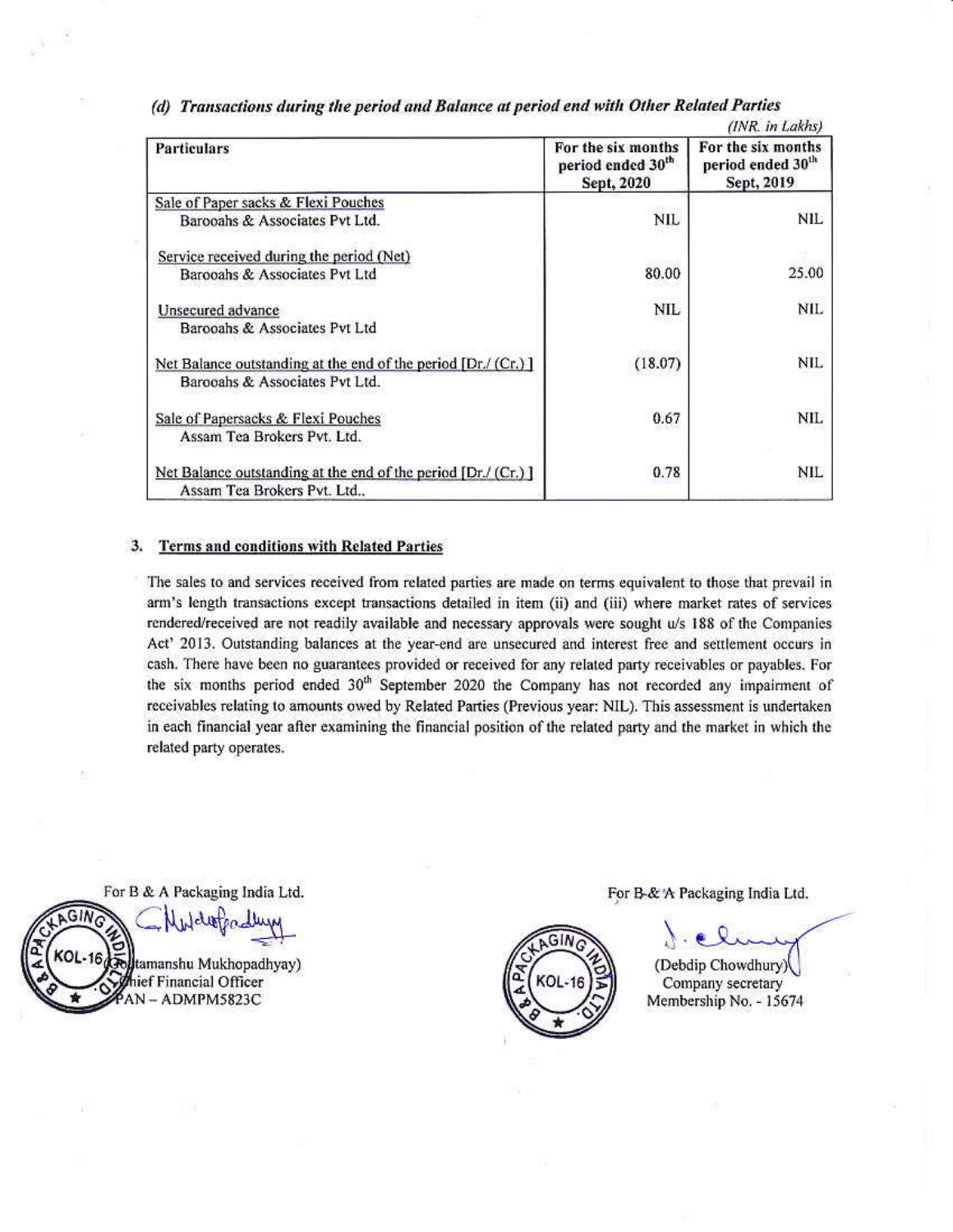### *(d) Transactions during the period and Balance at period end with Other Related Parties*

*(INR. in Lakhs)*

| Particulars | For the six months period ended 30th Sept, 2020 | For the six months period ended 30th Sept, 2019 |
|---|---|---|
| Sale of Paper sacks & Flexi Pouches<br>Barooahs & Associates Pvt Ltd. | NIL | NIL |
| Service received during the period (Net)<br>Barooahs & Associates Pvt Ltd | 80.00 | 25.00 |
| Unsecured advance<br>Barooahs & Associates Pvt Ltd | NIL | NIL |
| Net Balance outstanding at the end of the period [Dr./ (Cr.) ]<br>Barooahs & Associates Pvt Ltd. | (18.07) | NIL |
| Sale of Papersacks & Flexi Pouches<br>Assam Tea Brokers Pvt. Ltd. | 0.67 | NIL |
| Net Balance outstanding at the end of the period [Dr./ (Cr.) ]<br>Assam Tea Brokers Pvt. Ltd.. | 0.78 | NIL |

### 3. Terms and conditions with Related Parties

The sales to and services received from related parties are made on terms equivalent to those that prevail in arm's length transactions except transactions detailed in item (ii) and (iii) where market rates of services rendered/received are not readily available and necessary approvals were sought u/s 188 of the Companies Act' 2013. Outstanding balances at the year-end are unsecured and interest free and settlement occurs in cash. There have been no guarantees provided or received for any related party receivables or payables. For the six months period ended 30th September 2020 the Company has not recorded any impairment of receivables relating to amounts owed by Related Parties (Previous year: NIL). This assessment is undertaken in each financial year after examining the financial position of the related party and the market in which the related party operates.

For B & A Packaging India Ltd.

(Himanshu Mukhopadhyay)
Chief Financial Officer
PAN – ADMPM5823C

For B & A Packaging India Ltd.

(Debdip Chowdhury)
Company secretary
Membership No. - 15674